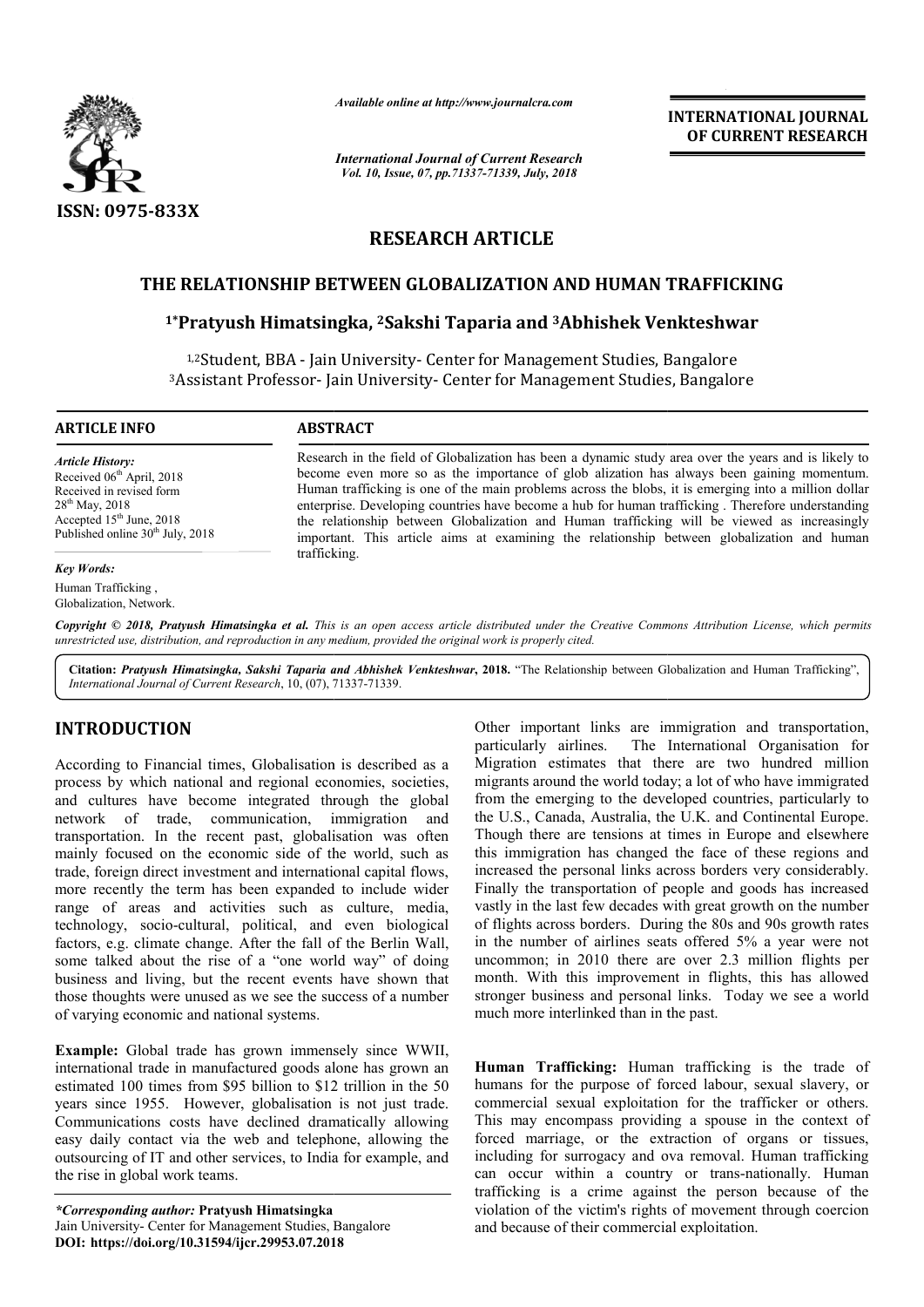ISSN: 0975-833X

Available online at http://www.journalcra.com

International Journal of Current Research
Vol. 10, Issue, 07, pp.71337-71339, July, 2018

INTERNATIONAL JOURNAL OF CURRENT RESEARCH

RESEARCH ARTICLE

# THE RELATIONSHIP BETWEEN GLOBALIZATION AND HUMAN TRAFFICKING

[1*]Pratyush Himatsingka, [2]Sakshi Taparia and [3]Abhishek Venkteshwar

[1,2]Student, BBA - Jain University- Center for Management Studies, Bangalore
[3]Assistant Professor- Jain University- Center for Management Studies, Bangalore

**ARTICLE INFO**

*Article History:*
Received 06th April, 2018
Received in revised form
28th May, 2018
Accepted 15th June, 2018
Published online 30th July, 2018

*Key Words:*
Human Trafficking ,
Globalization, Network.

**ABSTRACT**

Research in the field of Globalization has been a dynamic study area over the years and is likely to become even more so as the importance of glob alization has always been gaining momentum. Human trafficking is one of the main problems across the blobs, it is emerging into a million dollar enterprise. Developing countries have become a hub for human trafficking . Therefore understanding the relationship between Globalization and Human trafficking will be viewed as increasingly important. This article aims at examining the relationship between globalization and human trafficking.

*Copyright © 2018, Pratyush Himatsingka et al. This is an open access article distributed under the Creative Commons Attribution License, which permits unrestricted use, distribution, and reproduction in any medium, provided the original work is properly cited.*

**Citation:** *Pratyush Himatsingka, Sakshi Taparia and Abhishek Venkteshwar*, **2018.** "The Relationship between Globalization and Human Trafficking", *International Journal of Current Research*, 10, (07), 71337-71339.

## INTRODUCTION

According to Financial times, Globalisation is described as a process by which national and regional economies, societies, and cultures have become integrated through the global network of trade, communication, immigration and transportation. In the recent past, globalisation was often mainly focused on the economic side of the world, such as trade, foreign direct investment and international capital flows, more recently the term has been expanded to include wider range of areas and activities such as culture, media, technology, socio-cultural, political, and even biological factors, e.g. climate change. After the fall of the Berlin Wall, some talked about the rise of a "one world way" of doing business and living, but the recent events have shown that those thoughts were unused as we see the success of a number of varying economic and national systems.

**Example:** Global trade has grown immensely since WWII, international trade in manufactured goods alone has grown an estimated 100 times from \$95 billion to \$12 trillion in the 50 years since 1955. However, globalisation is not just trade. Communications costs have declined dramatically allowing easy daily contact via the web and telephone, allowing the outsourcing of IT and other services, to India for example, and the rise in global work teams.

Other important links are immigration and transportation, particularly airlines. The International Organisation for Migration estimates that there are two hundred million migrants around the world today; a lot of who have immigrated from the emerging to the developed countries, particularly to the U.S., Canada, Australia, the U.K. and Continental Europe. Though there are tensions at times in Europe and elsewhere this immigration has changed the face of these regions and increased the personal links across borders very considerably. Finally the transportation of people and goods has increased vastly in the last few decades with great growth on the number of flights across borders. During the 80s and 90s growth rates in the number of airlines seats offered 5% a year were not uncommon; in 2010 there are over 2.3 million flights per month. With this improvement in flights, this has allowed stronger business and personal links. Today we see a world much more interlinked than in the past.

**Human Trafficking:** Human trafficking is the trade of humans for the purpose of forced labour, sexual slavery, or commercial sexual exploitation for the trafficker or others. This may encompass providing a spouse in the context of forced marriage, or the extraction of organs or tissues, including for surrogacy and ova removal. Human trafficking can occur within a country or trans-nationally. Human trafficking is a crime against the person because of the violation of the victim's rights of movement through coercion and because of their commercial exploitation.

*\*Corresponding author:* **Pratyush Himatsingka**
Jain University- Center for Management Studies, Bangalore
**DOI: https://doi.org/10.31594/ijcr.29953.07.2018**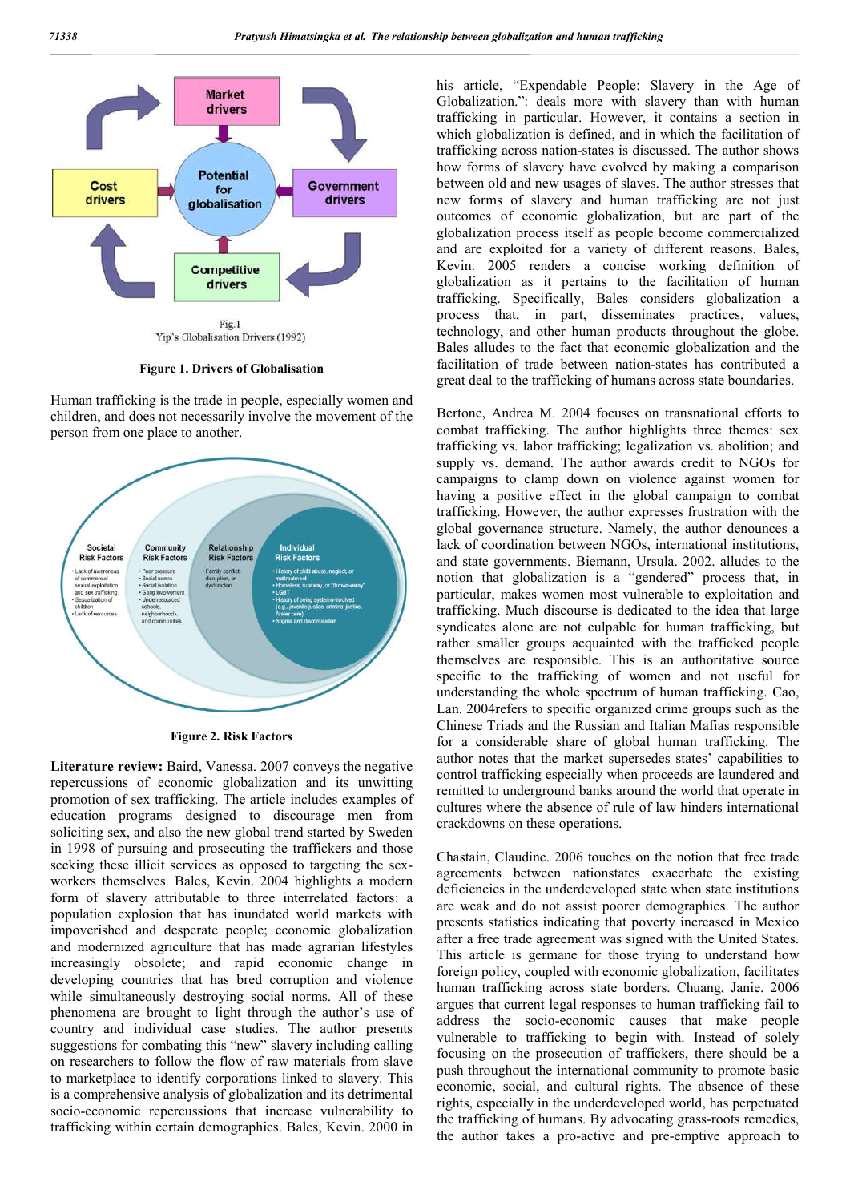Fig.1
Yip's Globalisation Drivers (1992)

**Figure 1. Drivers of Globalisation**

Human trafficking is the trade in people, especially women and children, and does not necessarily involve the movement of the person from one place to another.

**Figure 2. Risk Factors**

**Literature review:** Baird, Vanessa. 2007 conveys the negative repercussions of economic globalization and its unwitting promotion of sex trafficking. The article includes examples of education programs designed to discourage men from soliciting sex, and also the new global trend started by Sweden in 1998 of pursuing and prosecuting the traffickers and those seeking these illicit services as opposed to targeting the sex-workers themselves. Bales, Kevin. 2004 highlights a modern form of slavery attributable to three interrelated factors: a population explosion that has inundated world markets with impoverished and desperate people; economic globalization and modernized agriculture that has made agrarian lifestyles increasingly obsolete; and rapid economic change in developing countries that has bred corruption and violence while simultaneously destroying social norms. All of these phenomena are brought to light through the author's use of country and individual case studies. The author presents suggestions for combating this "new" slavery including calling on researchers to follow the flow of raw materials from slave to marketplace to identify corporations linked to slavery. This is a comprehensive analysis of globalization and its detrimental socio-economic repercussions that increase vulnerability to trafficking within certain demographics. Bales, Kevin. 2000 in his article, "Expendable People: Slavery in the Age of Globalization.": deals more with slavery than with human trafficking in particular. However, it contains a section in which globalization is defined, and in which the facilitation of trafficking across nation-states is discussed. The author shows how forms of slavery have evolved by making a comparison between old and new usages of slaves. The author stresses that new forms of slavery and human trafficking are not just outcomes of economic globalization, but are part of the globalization process itself as people become commercialized and are exploited for a variety of different reasons. Bales, Kevin. 2005 renders a concise working definition of globalization as it pertains to the facilitation of human trafficking. Specifically, Bales considers globalization a process that, in part, disseminates practices, values, technology, and other human products throughout the globe. Bales alludes to the fact that economic globalization and the facilitation of trade between nation-states has contributed a great deal to the trafficking of humans across state boundaries.

Bertone, Andrea M. 2004 focuses on transnational efforts to combat trafficking. The author highlights three themes: sex trafficking vs. labor trafficking; legalization vs. abolition; and supply vs. demand. The author awards credit to NGOs for campaigns to clamp down on violence against women for having a positive effect in the global campaign to combat trafficking. However, the author expresses frustration with the global governance structure. Namely, the author denounces a lack of coordination between NGOs, international institutions, and state governments. Biemann, Ursula. 2002. alludes to the notion that globalization is a "gendered" process that, in particular, makes women most vulnerable to exploitation and trafficking. Much discourse is dedicated to the idea that large syndicates alone are not culpable for human trafficking, but rather smaller groups acquainted with the trafficked people themselves are responsible. This is an authoritative source specific to the trafficking of women and not useful for understanding the whole spectrum of human trafficking. Cao, Lan. 2004refers to specific organized crime groups such as the Chinese Triads and the Russian and Italian Mafias responsible for a considerable share of global human trafficking. The author notes that the market supersedes states' capabilities to control trafficking especially when proceeds are laundered and remitted to underground banks around the world that operate in cultures where the absence of rule of law hinders international crackdowns on these operations.

Chastain, Claudine. 2006 touches on the notion that free trade agreements between nationstates exacerbate the existing deficiencies in the underdeveloped state when state institutions are weak and do not assist poorer demographics. The author presents statistics indicating that poverty increased in Mexico after a free trade agreement was signed with the United States. This article is germane for those trying to understand how foreign policy, coupled with economic globalization, facilitates human trafficking across state borders. Chuang, Janie. 2006 argues that current legal responses to human trafficking fail to address the socio-economic causes that make people vulnerable to trafficking to begin with. Instead of solely focusing on the prosecution of traffickers, there should be a push throughout the international community to promote basic economic, social, and cultural rights. The absence of these rights, especially in the underdeveloped world, has perpetuated the trafficking of humans. By advocating grass-roots remedies, the author takes a pro-active and pre-emptive approach to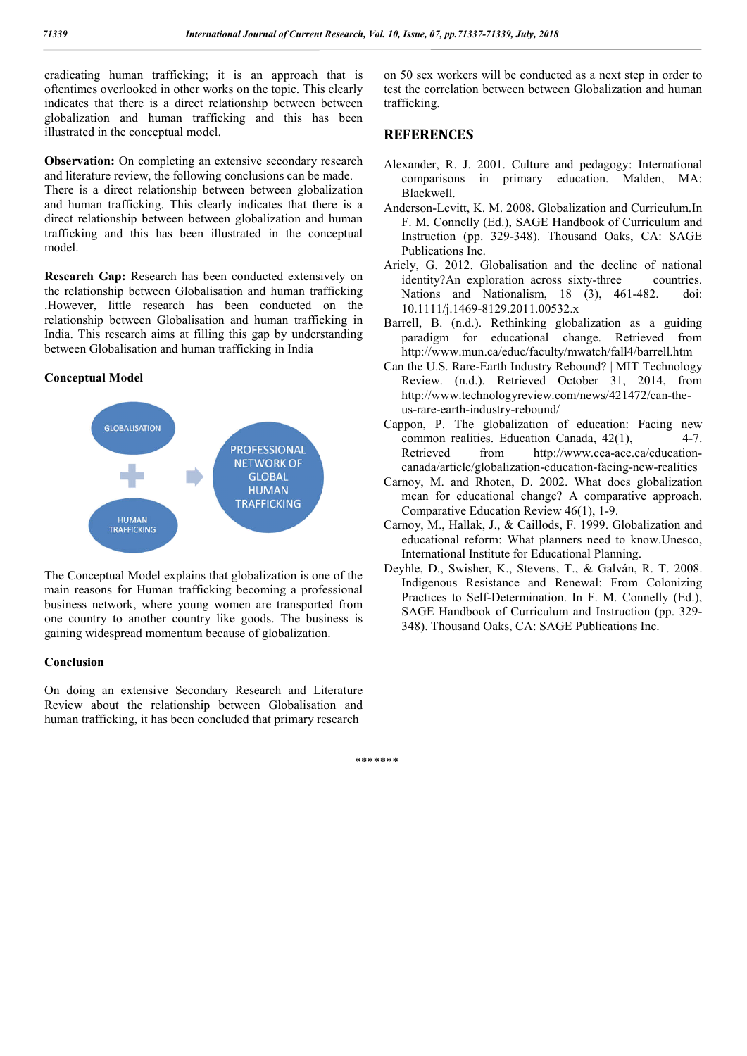eradicating human trafficking; it is an approach that is oftentimes overlooked in other works on the topic. This clearly indicates that there is a direct relationship between between globalization and human trafficking and this has been illustrated in the conceptual model.

**Observation:** On completing an extensive secondary research and literature review, the following conclusions can be made. There is a direct relationship between between globalization and human trafficking. This clearly indicates that there is a direct relationship between between globalization and human trafficking and this has been illustrated in the conceptual model.

**Research Gap:** Research has been conducted extensively on the relationship between Globalisation and human trafficking .However, little research has been conducted on the relationship between Globalisation and human trafficking in India. This research aims at filling this gap by understanding between Globalisation and human trafficking in India

### Conceptual Model

GLOBALISATION

HUMAN TRAFFICKING

PROFESSIONAL NETWORK OF GLOBAL HUMAN TRAFFICKING

The Conceptual Model explains that globalization is one of the main reasons for Human trafficking becoming a professional business network, where young women are transported from one country to another country like goods. The business is gaining widespread momentum because of globalization.

### Conclusion

On doing an extensive Secondary Research and Literature Review about the relationship between Globalisation and human trafficking, it has been concluded that primary research on 50 sex workers will be conducted as a next step in order to test the correlation between between Globalization and human trafficking.

## REFERENCES

Alexander, R. J. 2001. Culture and pedagogy: International comparisons in primary education. Malden, MA: Blackwell.

Anderson-Levitt, K. M. 2008. Globalization and Curriculum.In F. M. Connelly (Ed.), SAGE Handbook of Curriculum and Instruction (pp. 329-348). Thousand Oaks, CA: SAGE Publications Inc.

Ariely, G. 2012. Globalisation and the decline of national identity?An exploration across sixty-three countries. Nations and Nationalism, 18 (3), 461-482. doi: 10.1111/j.1469-8129.2011.00532.x

Barrell, B. (n.d.). Rethinking globalization as a guiding paradigm for educational change. Retrieved from http://www.mun.ca/educ/faculty/mwatch/fall4/barrell.htm

Can the U.S. Rare-Earth Industry Rebound? | MIT Technology Review. (n.d.). Retrieved October 31, 2014, from http://www.technologyreview.com/news/421472/can-the-us-rare-earth-industry-rebound/

Cappon, P. The globalization of education: Facing new common realities. Education Canada, 42(1), 4-7. Retrieved from http://www.cea-ace.ca/education-canada/article/globalization-education-facing-new-realities

Carnoy, M. and Rhoten, D. 2002. What does globalization mean for educational change? A comparative approach. Comparative Education Review 46(1), 1-9.

Carnoy, M., Hallak, J., & Caillods, F. 1999. Globalization and educational reform: What planners need to know.Unesco, International Institute for Educational Planning.

Deyhle, D., Swisher, K., Stevens, T., & Galván, R. T. 2008. Indigenous Resistance and Renewal: From Colonizing Practices to Self-Determination. In F. M. Connelly (Ed.), SAGE Handbook of Curriculum and Instruction (pp. 329-348). Thousand Oaks, CA: SAGE Publications Inc.

*******